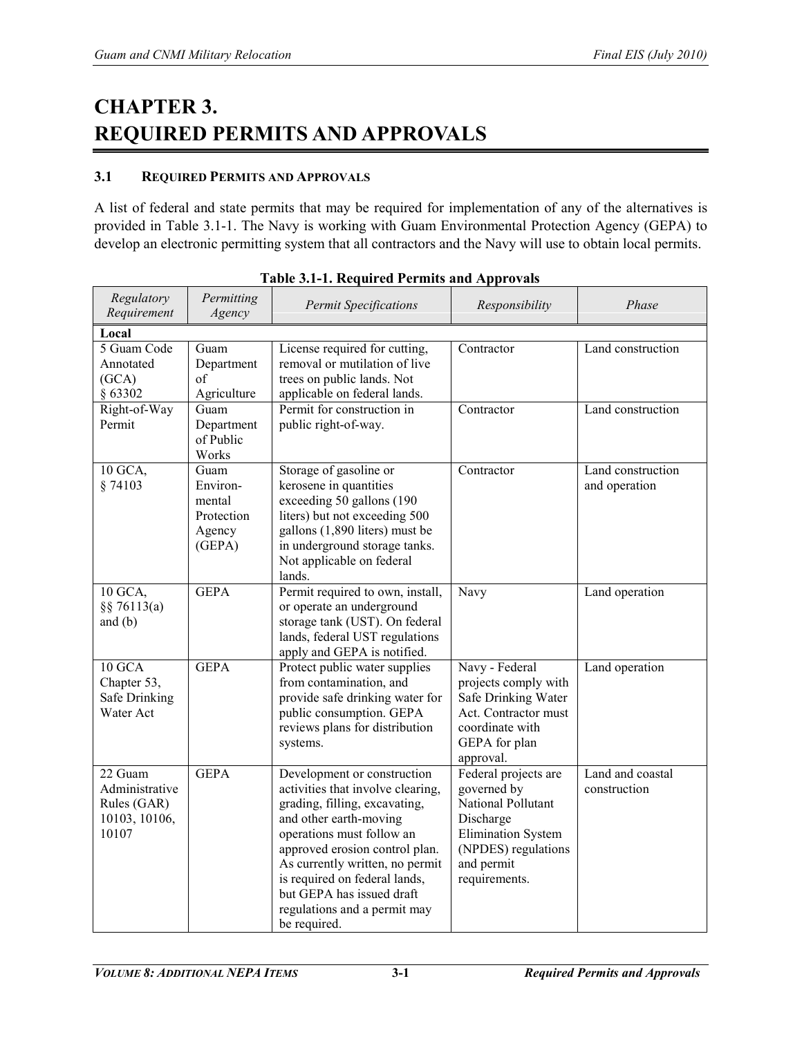# CHAPTER 3. REQUIRED PERMITS AND APPROVALS

## 3.1 Required Permits and Approvals

A list of federal and state permits that may be required for implementation of any of the alternatives is provided in Table 3.1-1. The Navy is working with Guam Environmental Protection Agency (GEPA) to develop an electronic permitting system that all contractors and the Navy will use to obtain local permits.

**Table 3.1-1. Required Permits and Approvals**

| *Regulatory Requirement* | *Permitting Agency* | *Permit Specifications* | *Responsibility* | *Phase* |
|---|---|---|---|---|
| **Local** | | | | |
| 5 Guam Code Annotated (GCA) § 63302 | Guam Department of Agriculture | License required for cutting, removal or mutilation of live trees on public lands. Not applicable on federal lands. | Contractor | Land construction |
| Right-of-Way Permit | Guam Department of Public Works | Permit for construction in public right-of-way. | Contractor | Land construction |
| 10 GCA, § 74103 | Guam Environmental Protection Agency (GEPA) | Storage of gasoline or kerosene in quantities exceeding 50 gallons (190 liters) but not exceeding 500 gallons (1,890 liters) must be in underground storage tanks. Not applicable on federal lands. | Contractor | Land construction and operation |
| 10 GCA, §§ 76113(a) and (b) | GEPA | Permit required to own, install, or operate an underground storage tank (UST). On federal lands, federal UST regulations apply and GEPA is notified. | Navy | Land operation |
| 10 GCA Chapter 53, Safe Drinking Water Act | GEPA | Protect public water supplies from contamination, and provide safe drinking water for public consumption. GEPA reviews plans for distribution systems. | Navy - Federal projects comply with Safe Drinking Water Act. Contractor must coordinate with GEPA for plan approval. | Land operation |
| 22 Guam Administrative Rules (GAR) 10103, 10106, 10107 | GEPA | Development or construction activities that involve clearing, grading, filling, excavating, and other earth-moving operations must follow an approved erosion control plan. As currently written, no permit is required on federal lands, but GEPA has issued draft regulations and a permit may be required. | Federal projects are governed by National Pollutant Discharge Elimination System (NPDES) regulations and permit requirements. | Land and coastal construction |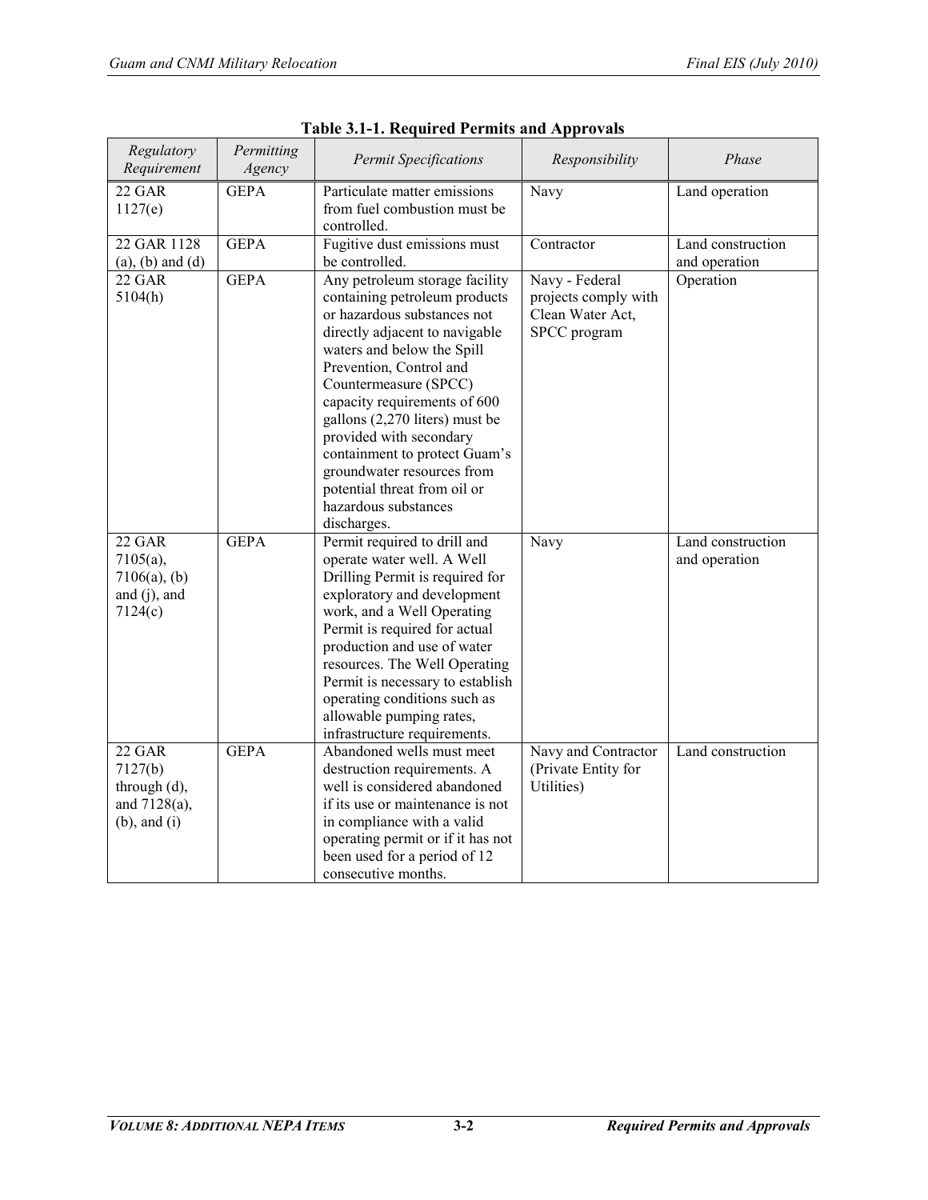**Table 3.1-1. Required Permits and Approvals**

| Regulatory Requirement | Permitting Agency | Permit Specifications | Responsibility | Phase |
|---|---|---|---|---|
| 22 GAR 1127(e) | GEPA | Particulate matter emissions from fuel combustion must be controlled. | Navy | Land operation |
| 22 GAR 1128 (a), (b) and (d) | GEPA | Fugitive dust emissions must be controlled. | Contractor | Land construction and operation |
| 22 GAR 5104(h) | GEPA | Any petroleum storage facility containing petroleum products or hazardous substances not directly adjacent to navigable waters and below the Spill Prevention, Control and Countermeasure (SPCC) capacity requirements of 600 gallons (2,270 liters) must be provided with secondary containment to protect Guam's groundwater resources from potential threat from oil or hazardous substances discharges. | Navy - Federal projects comply with Clean Water Act, SPCC program | Operation |
| 22 GAR 7105(a), 7106(a), (b) and (j), and 7124(c) | GEPA | Permit required to drill and operate water well. A Well Drilling Permit is required for exploratory and development work, and a Well Operating Permit is required for actual production and use of water resources. The Well Operating Permit is necessary to establish operating conditions such as allowable pumping rates, infrastructure requirements. | Navy | Land construction and operation |
| 22 GAR 7127(b) through (d), and 7128(a), (b), and (i) | GEPA | Abandoned wells must meet destruction requirements. A well is considered abandoned if its use or maintenance is not in compliance with a valid operating permit or if it has not been used for a period of 12 consecutive months. | Navy and Contractor (Private Entity for Utilities) | Land construction |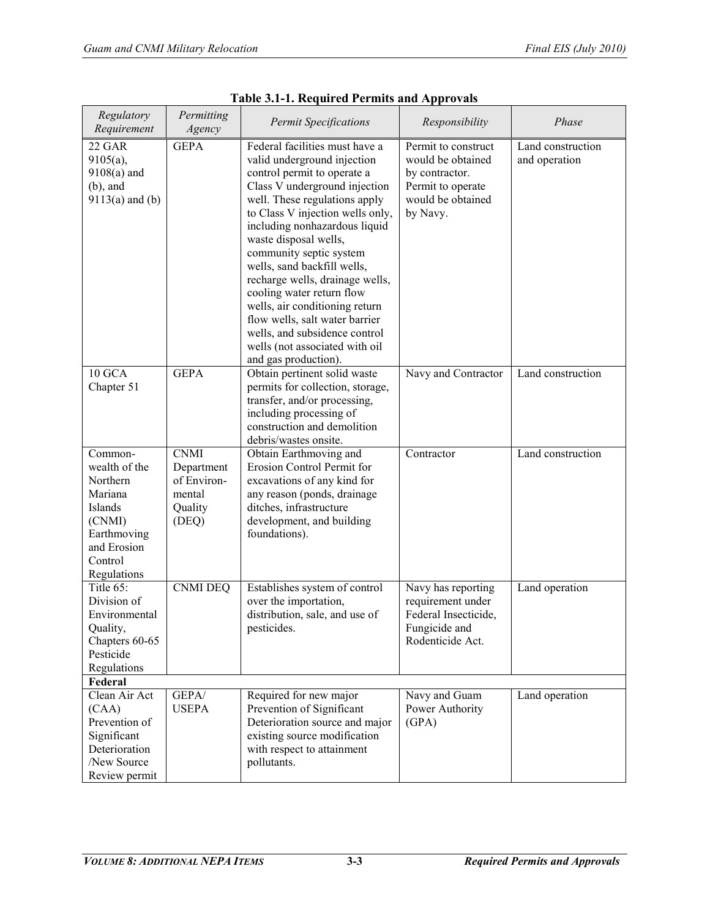**Table 3.1-1. Required Permits and Approvals**

| *Regulatory Requirement* | *Permitting Agency* | *Permit Specifications* | *Responsibility* | *Phase* |
|---|---|---|---|---|
| 22 GAR 9105(a), 9108(a) and (b), and 9113(a) and (b) | GEPA | Federal facilities must have a valid underground injection control permit to operate a Class V underground injection well. These regulations apply to Class V injection wells only, including nonhazardous liquid waste disposal wells, community septic system wells, sand backfill wells, recharge wells, drainage wells, cooling water return flow wells, air conditioning return flow wells, salt water barrier wells, and subsidence control wells (not associated with oil and gas production). | Permit to construct would be obtained by contractor. Permit to operate would be obtained by Navy. | Land construction and operation |
| 10 GCA Chapter 51 | GEPA | Obtain pertinent solid waste permits for collection, storage, transfer, and/or processing, including processing of construction and demolition debris/wastes onsite. | Navy and Contractor | Land construction |
| Commonwealth of the Northern Mariana Islands (CNMI) Earthmoving and Erosion Control Regulations | CNMI Department of Environmental Quality (DEQ) | Obtain Earthmoving and Erosion Control Permit for excavations of any kind for any reason (ponds, drainage ditches, infrastructure development, and building foundations). | Contractor | Land construction |
| Title 65: Division of Environmental Quality, Chapters 60-65 Pesticide Regulations | CNMI DEQ | Establishes system of control over the importation, distribution, sale, and use of pesticides. | Navy has reporting requirement under Federal Insecticide, Fungicide and Rodenticide Act. | Land operation |
| **Federal** | | | | |
| Clean Air Act (CAA) Prevention of Significant Deterioration /New Source Review permit | GEPA/ USEPA | Required for new major Prevention of Significant Deterioration source and major existing source modification with respect to attainment pollutants. | Navy and Guam Power Authority (GPA) | Land operation |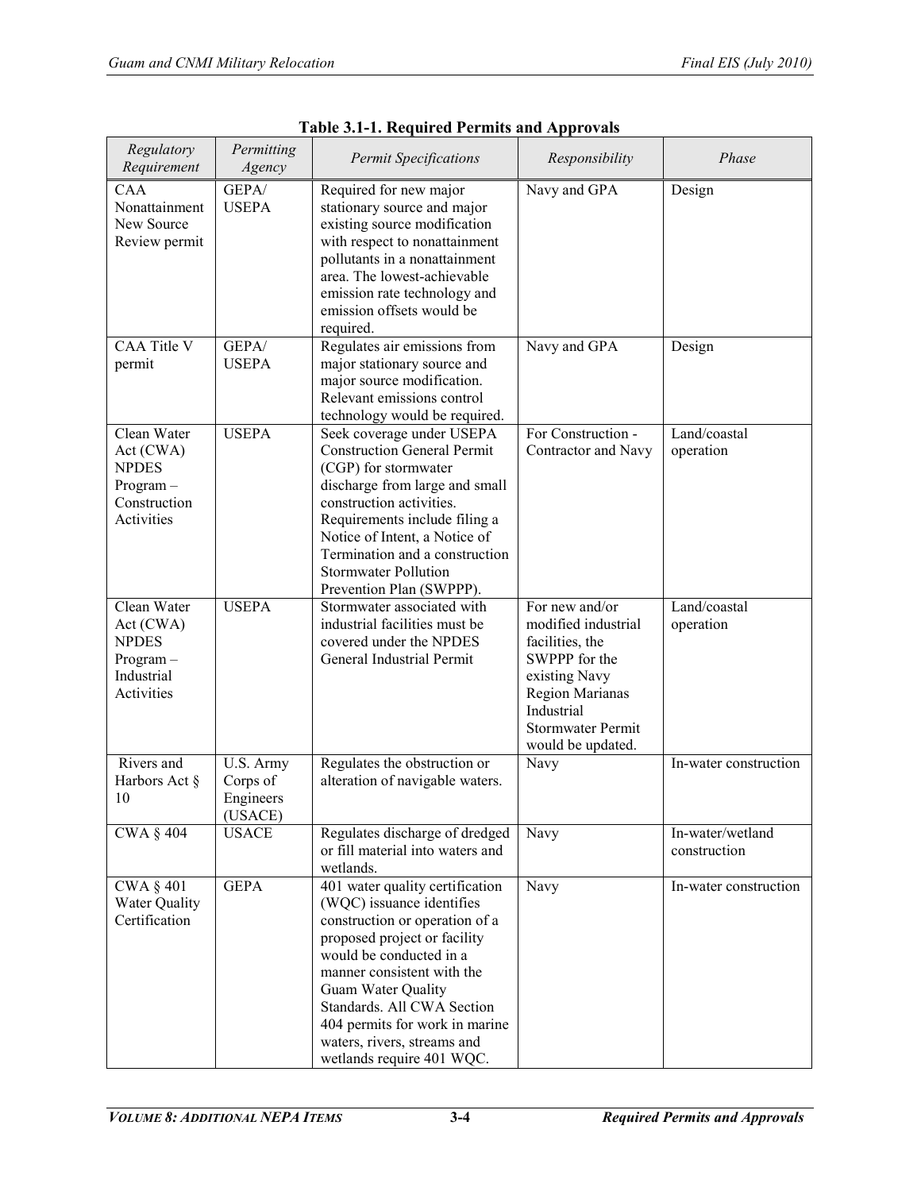**Table 3.1-1. Required Permits and Approvals**

| *Regulatory Requirement* | *Permitting Agency* | *Permit Specifications* | *Responsibility* | *Phase* |
|---|---|---|---|---|
| CAA Nonattainment New Source Review permit | GEPA/ USEPA | Required for new major stationary source and major existing source modification with respect to nonattainment pollutants in a nonattainment area. The lowest-achievable emission rate technology and emission offsets would be required. | Navy and GPA | Design |
| CAA Title V permit | GEPA/ USEPA | Regulates air emissions from major stationary source and major source modification. Relevant emissions control technology would be required. | Navy and GPA | Design |
| Clean Water Act (CWA) NPDES Program – Construction Activities | USEPA | Seek coverage under USEPA Construction General Permit (CGP) for stormwater discharge from large and small construction activities. Requirements include filing a Notice of Intent, a Notice of Termination and a construction Stormwater Pollution Prevention Plan (SWPPP). | For Construction - Contractor and Navy | Land/coastal operation |
| Clean Water Act (CWA) NPDES Program – Industrial Activities | USEPA | Stormwater associated with industrial facilities must be covered under the NPDES General Industrial Permit | For new and/or modified industrial facilities, the SWPPP for the existing Navy Region Marianas Industrial Stormwater Permit would be updated. | Land/coastal operation |
| Rivers and Harbors Act § 10 | U.S. Army Corps of Engineers (USACE) | Regulates the obstruction or alteration of navigable waters. | Navy | In-water construction |
| CWA § 404 | USACE | Regulates discharge of dredged or fill material into waters and wetlands. | Navy | In-water/wetland construction |
| CWA § 401 Water Quality Certification | GEPA | 401 water quality certification (WQC) issuance identifies construction or operation of a proposed project or facility would be conducted in a manner consistent with the Guam Water Quality Standards. All CWA Section 404 permits for work in marine waters, rivers, streams and wetlands require 401 WQC. | Navy | In-water construction |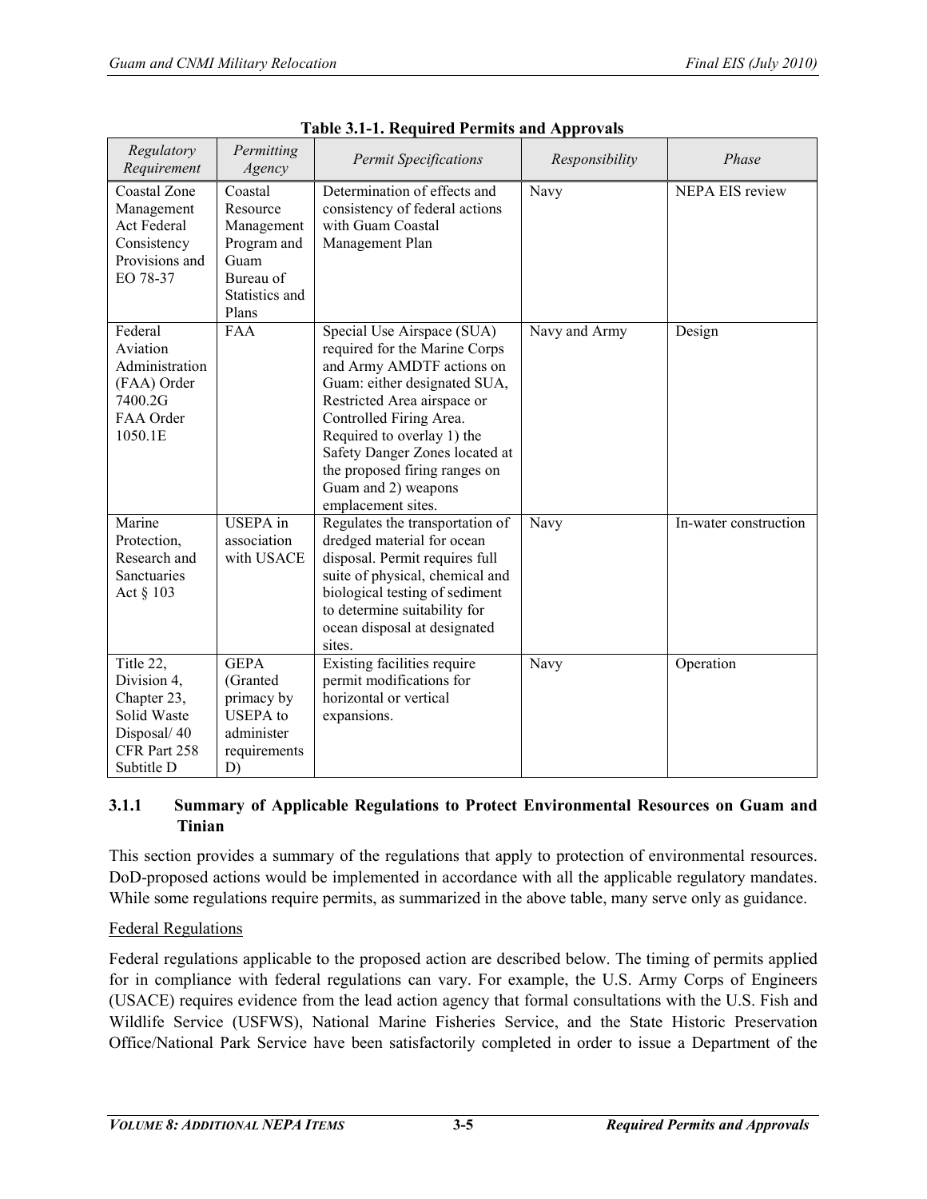**Table 3.1-1. Required Permits and Approvals**

| *Regulatory Requirement* | *Permitting Agency* | *Permit Specifications* | *Responsibility* | *Phase* |
|---|---|---|---|---|
| Coastal Zone Management Act Federal Consistency Provisions and EO 78-37 | Coastal Resource Management Program and Guam Bureau of Statistics and Plans | Determination of effects and consistency of federal actions with Guam Coastal Management Plan | Navy | NEPA EIS review |
| Federal Aviation Administration (FAA) Order 7400.2G FAA Order 1050.1E | FAA | Special Use Airspace (SUA) required for the Marine Corps and Army AMDTF actions on Guam: either designated SUA, Restricted Area airspace or Controlled Firing Area. Required to overlay 1) the Safety Danger Zones located at the proposed firing ranges on Guam and 2) weapons emplacement sites. | Navy and Army | Design |
| Marine Protection, Research and Sanctuaries Act § 103 | USEPA in association with USACE | Regulates the transportation of dredged material for ocean disposal. Permit requires full suite of physical, chemical and biological testing of sediment to determine suitability for ocean disposal at designated sites. | Navy | In-water construction |
| Title 22, Division 4, Chapter 23, Solid Waste Disposal/ 40 CFR Part 258 Subtitle D | GEPA (Granted primacy by USEPA to administer requirements D) | Existing facilities require permit modifications for horizontal or vertical expansions. | Navy | Operation |

### 3.1.1 Summary of Applicable Regulations to Protect Environmental Resources on Guam and Tinian

This section provides a summary of the regulations that apply to protection of environmental resources. DoD-proposed actions would be implemented in accordance with all the applicable regulatory mandates. While some regulations require permits, as summarized in the above table, many serve only as guidance.

Federal Regulations

Federal regulations applicable to the proposed action are described below. The timing of permits applied for in compliance with federal regulations can vary. For example, the U.S. Army Corps of Engineers (USACE) requires evidence from the lead action agency that formal consultations with the U.S. Fish and Wildlife Service (USFWS), National Marine Fisheries Service, and the State Historic Preservation Office/National Park Service have been satisfactorily completed in order to issue a Department of the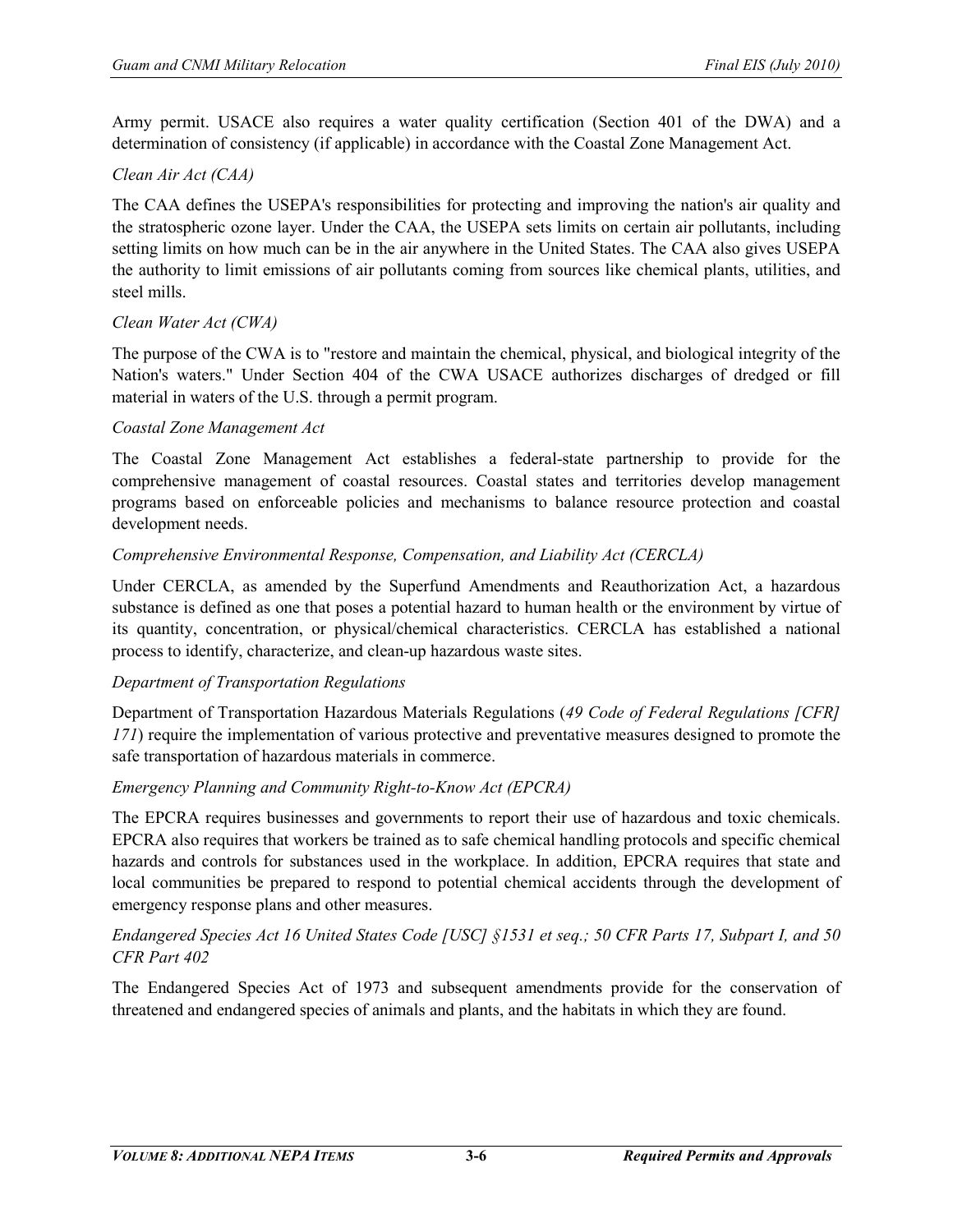Army permit. USACE also requires a water quality certification (Section 401 of the DWA) and a determination of consistency (if applicable) in accordance with the Coastal Zone Management Act.

*Clean Air Act (CAA)*

The CAA defines the USEPA's responsibilities for protecting and improving the nation's air quality and the stratospheric ozone layer. Under the CAA, the USEPA sets limits on certain air pollutants, including setting limits on how much can be in the air anywhere in the United States. The CAA also gives USEPA the authority to limit emissions of air pollutants coming from sources like chemical plants, utilities, and steel mills.

*Clean Water Act (CWA)*

The purpose of the CWA is to "restore and maintain the chemical, physical, and biological integrity of the Nation's waters." Under Section 404 of the CWA USACE authorizes discharges of dredged or fill material in waters of the U.S. through a permit program.

*Coastal Zone Management Act*

The Coastal Zone Management Act establishes a federal-state partnership to provide for the comprehensive management of coastal resources. Coastal states and territories develop management programs based on enforceable policies and mechanisms to balance resource protection and coastal development needs.

*Comprehensive Environmental Response, Compensation, and Liability Act (CERCLA)*

Under CERCLA, as amended by the Superfund Amendments and Reauthorization Act, a hazardous substance is defined as one that poses a potential hazard to human health or the environment by virtue of its quantity, concentration, or physical/chemical characteristics. CERCLA has established a national process to identify, characterize, and clean-up hazardous waste sites.

*Department of Transportation Regulations*

Department of Transportation Hazardous Materials Regulations (*49 Code of Federal Regulations [CFR] 171*) require the implementation of various protective and preventative measures designed to promote the safe transportation of hazardous materials in commerce.

*Emergency Planning and Community Right-to-Know Act (EPCRA)*

The EPCRA requires businesses and governments to report their use of hazardous and toxic chemicals. EPCRA also requires that workers be trained as to safe chemical handling protocols and specific chemical hazards and controls for substances used in the workplace. In addition, EPCRA requires that state and local communities be prepared to respond to potential chemical accidents through the development of emergency response plans and other measures.

*Endangered Species Act 16 United States Code [USC] §1531 et seq.; 50 CFR Parts 17, Subpart I, and 50 CFR Part 402*

The Endangered Species Act of 1973 and subsequent amendments provide for the conservation of threatened and endangered species of animals and plants, and the habitats in which they are found.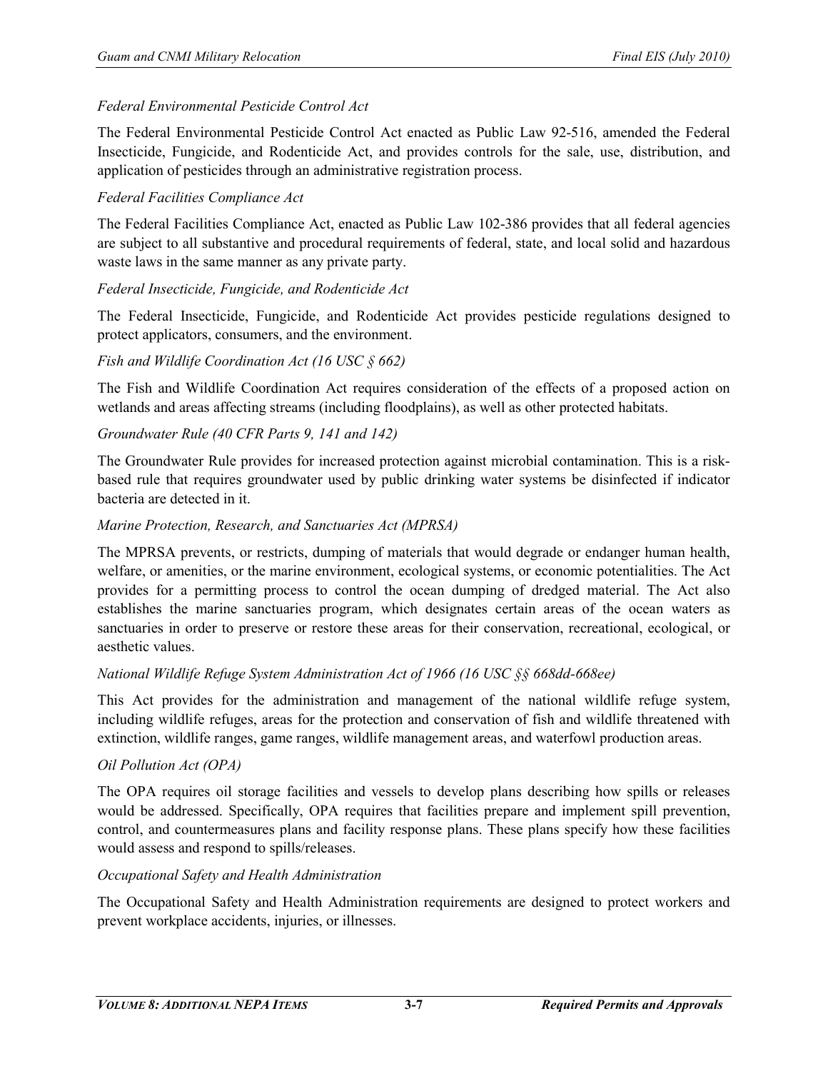*Federal Environmental Pesticide Control Act*

The Federal Environmental Pesticide Control Act enacted as Public Law 92-516, amended the Federal Insecticide, Fungicide, and Rodenticide Act, and provides controls for the sale, use, distribution, and application of pesticides through an administrative registration process.

*Federal Facilities Compliance Act*

The Federal Facilities Compliance Act, enacted as Public Law 102-386 provides that all federal agencies are subject to all substantive and procedural requirements of federal, state, and local solid and hazardous waste laws in the same manner as any private party.

*Federal Insecticide, Fungicide, and Rodenticide Act*

The Federal Insecticide, Fungicide, and Rodenticide Act provides pesticide regulations designed to protect applicators, consumers, and the environment.

*Fish and Wildlife Coordination Act (16 USC § 662)*

The Fish and Wildlife Coordination Act requires consideration of the effects of a proposed action on wetlands and areas affecting streams (including floodplains), as well as other protected habitats.

*Groundwater Rule (40 CFR Parts 9, 141 and 142)*

The Groundwater Rule provides for increased protection against microbial contamination. This is a risk-based rule that requires groundwater used by public drinking water systems be disinfected if indicator bacteria are detected in it.

*Marine Protection, Research, and Sanctuaries Act (MPRSA)*

The MPRSA prevents, or restricts, dumping of materials that would degrade or endanger human health, welfare, or amenities, or the marine environment, ecological systems, or economic potentialities. The Act provides for a permitting process to control the ocean dumping of dredged material. The Act also establishes the marine sanctuaries program, which designates certain areas of the ocean waters as sanctuaries in order to preserve or restore these areas for their conservation, recreational, ecological, or aesthetic values.

*National Wildlife Refuge System Administration Act of 1966 (16 USC §§ 668dd-668ee)*

This Act provides for the administration and management of the national wildlife refuge system, including wildlife refuges, areas for the protection and conservation of fish and wildlife threatened with extinction, wildlife ranges, game ranges, wildlife management areas, and waterfowl production areas.

*Oil Pollution Act (OPA)*

The OPA requires oil storage facilities and vessels to develop plans describing how spills or releases would be addressed. Specifically, OPA requires that facilities prepare and implement spill prevention, control, and countermeasures plans and facility response plans. These plans specify how these facilities would assess and respond to spills/releases.

*Occupational Safety and Health Administration*

The Occupational Safety and Health Administration requirements are designed to protect workers and prevent workplace accidents, injuries, or illnesses.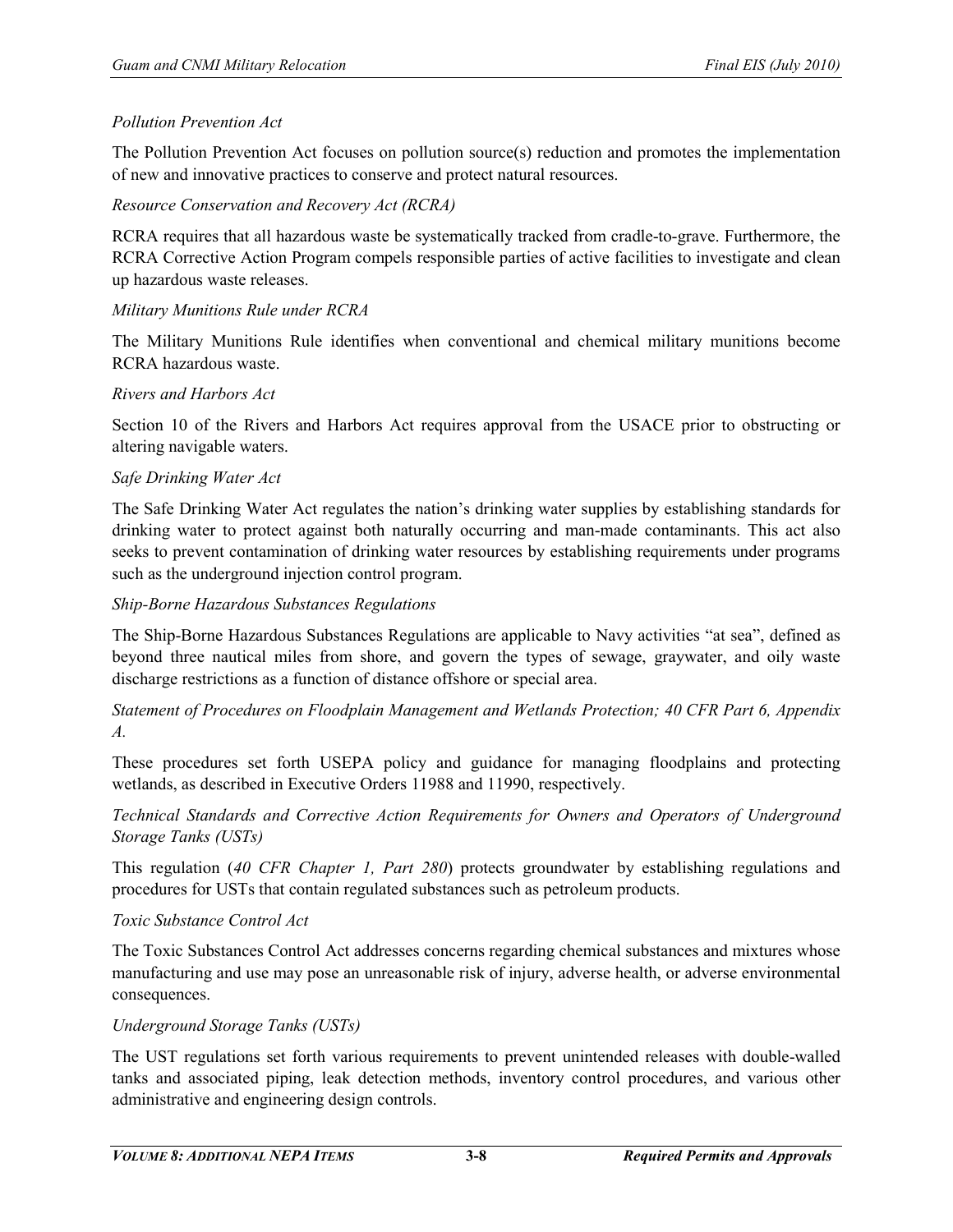*Pollution Prevention Act*

The Pollution Prevention Act focuses on pollution source(s) reduction and promotes the implementation of new and innovative practices to conserve and protect natural resources.

*Resource Conservation and Recovery Act (RCRA)*

RCRA requires that all hazardous waste be systematically tracked from cradle-to-grave. Furthermore, the RCRA Corrective Action Program compels responsible parties of active facilities to investigate and clean up hazardous waste releases.

*Military Munitions Rule under RCRA*

The Military Munitions Rule identifies when conventional and chemical military munitions become RCRA hazardous waste.

*Rivers and Harbors Act*

Section 10 of the Rivers and Harbors Act requires approval from the USACE prior to obstructing or altering navigable waters.

*Safe Drinking Water Act*

The Safe Drinking Water Act regulates the nation's drinking water supplies by establishing standards for drinking water to protect against both naturally occurring and man-made contaminants. This act also seeks to prevent contamination of drinking water resources by establishing requirements under programs such as the underground injection control program.

*Ship-Borne Hazardous Substances Regulations*

The Ship-Borne Hazardous Substances Regulations are applicable to Navy activities "at sea", defined as beyond three nautical miles from shore, and govern the types of sewage, graywater, and oily waste discharge restrictions as a function of distance offshore or special area.

*Statement of Procedures on Floodplain Management and Wetlands Protection; 40 CFR Part 6, Appendix A.*

These procedures set forth USEPA policy and guidance for managing floodplains and protecting wetlands, as described in Executive Orders 11988 and 11990, respectively.

*Technical Standards and Corrective Action Requirements for Owners and Operators of Underground Storage Tanks (USTs)*

This regulation (*40 CFR Chapter 1, Part 280*) protects groundwater by establishing regulations and procedures for USTs that contain regulated substances such as petroleum products.

*Toxic Substance Control Act*

The Toxic Substances Control Act addresses concerns regarding chemical substances and mixtures whose manufacturing and use may pose an unreasonable risk of injury, adverse health, or adverse environmental consequences.

*Underground Storage Tanks (USTs)*

The UST regulations set forth various requirements to prevent unintended releases with double-walled tanks and associated piping, leak detection methods, inventory control procedures, and various other administrative and engineering design controls.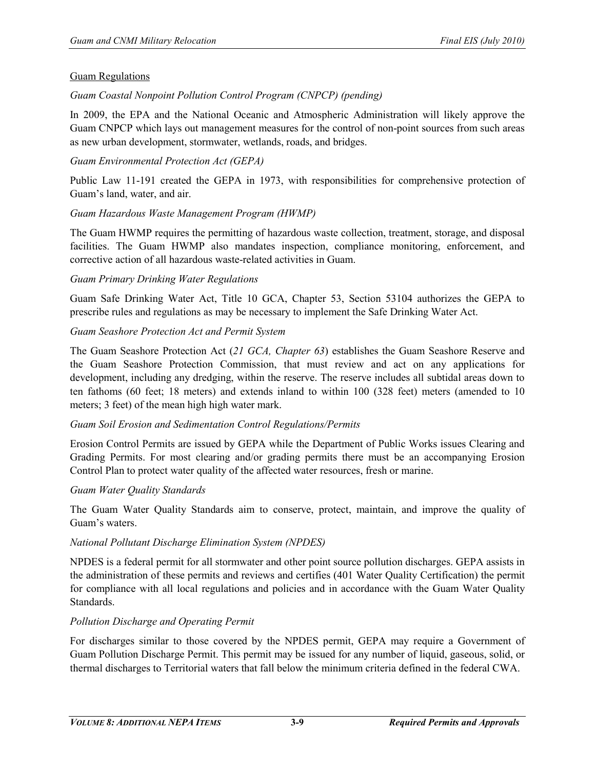## Guam Regulations

*Guam Coastal Nonpoint Pollution Control Program (CNPCP) (pending)*

In 2009, the EPA and the National Oceanic and Atmospheric Administration will likely approve the Guam CNPCP which lays out management measures for the control of non-point sources from such areas as new urban development, stormwater, wetlands, roads, and bridges.

*Guam Environmental Protection Act (GEPA)*

Public Law 11-191 created the GEPA in 1973, with responsibilities for comprehensive protection of Guam's land, water, and air.

*Guam Hazardous Waste Management Program (HWMP)*

The Guam HWMP requires the permitting of hazardous waste collection, treatment, storage, and disposal facilities. The Guam HWMP also mandates inspection, compliance monitoring, enforcement, and corrective action of all hazardous waste-related activities in Guam.

*Guam Primary Drinking Water Regulations*

Guam Safe Drinking Water Act, Title 10 GCA, Chapter 53, Section 53104 authorizes the GEPA to prescribe rules and regulations as may be necessary to implement the Safe Drinking Water Act.

*Guam Seashore Protection Act and Permit System*

The Guam Seashore Protection Act (*21 GCA, Chapter 63*) establishes the Guam Seashore Reserve and the Guam Seashore Protection Commission, that must review and act on any applications for development, including any dredging, within the reserve. The reserve includes all subtidal areas down to ten fathoms (60 feet; 18 meters) and extends inland to within 100 (328 feet) meters (amended to 10 meters; 3 feet) of the mean high high water mark.

*Guam Soil Erosion and Sedimentation Control Regulations/Permits*

Erosion Control Permits are issued by GEPA while the Department of Public Works issues Clearing and Grading Permits. For most clearing and/or grading permits there must be an accompanying Erosion Control Plan to protect water quality of the affected water resources, fresh or marine.

*Guam Water Quality Standards*

The Guam Water Quality Standards aim to conserve, protect, maintain, and improve the quality of Guam's waters.

*National Pollutant Discharge Elimination System (NPDES)*

NPDES is a federal permit for all stormwater and other point source pollution discharges. GEPA assists in the administration of these permits and reviews and certifies (401 Water Quality Certification) the permit for compliance with all local regulations and policies and in accordance with the Guam Water Quality Standards.

*Pollution Discharge and Operating Permit*

For discharges similar to those covered by the NPDES permit, GEPA may require a Government of Guam Pollution Discharge Permit. This permit may be issued for any number of liquid, gaseous, solid, or thermal discharges to Territorial waters that fall below the minimum criteria defined in the federal CWA.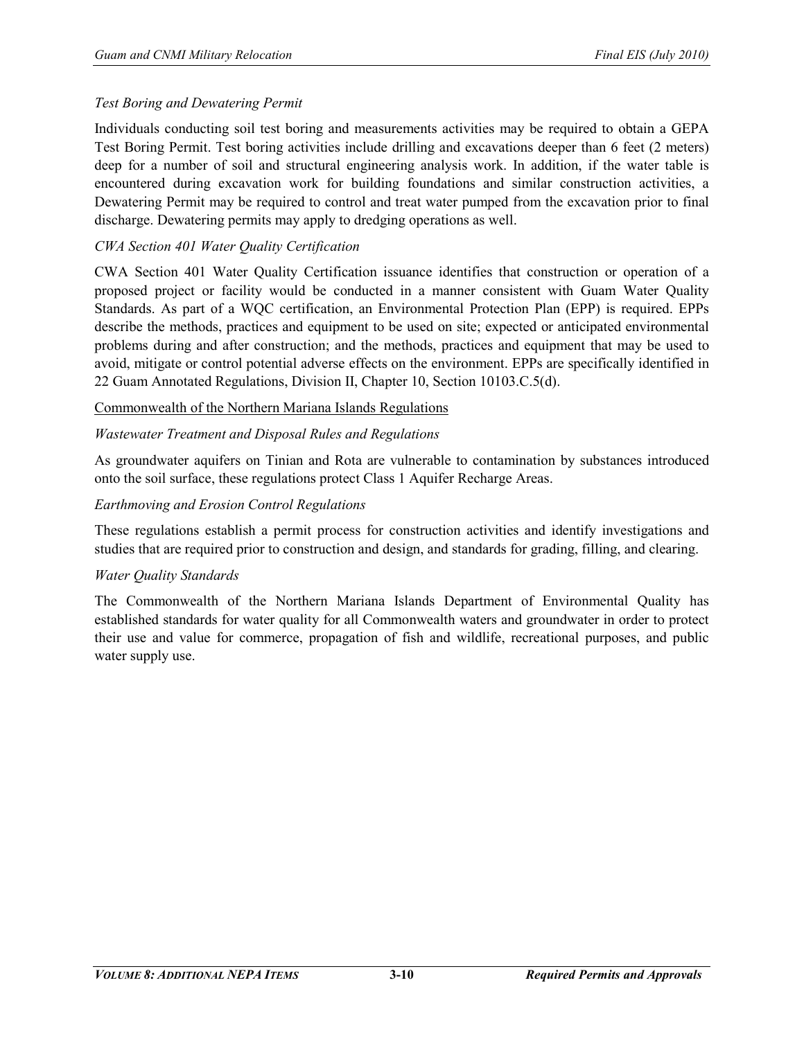*Test Boring and Dewatering Permit*

Individuals conducting soil test boring and measurements activities may be required to obtain a GEPA Test Boring Permit. Test boring activities include drilling and excavations deeper than 6 feet (2 meters) deep for a number of soil and structural engineering analysis work. In addition, if the water table is encountered during excavation work for building foundations and similar construction activities, a Dewatering Permit may be required to control and treat water pumped from the excavation prior to final discharge. Dewatering permits may apply to dredging operations as well.

*CWA Section 401 Water Quality Certification*

CWA Section 401 Water Quality Certification issuance identifies that construction or operation of a proposed project or facility would be conducted in a manner consistent with Guam Water Quality Standards. As part of a WQC certification, an Environmental Protection Plan (EPP) is required. EPPs describe the methods, practices and equipment to be used on site; expected or anticipated environmental problems during and after construction; and the methods, practices and equipment that may be used to avoid, mitigate or control potential adverse effects on the environment. EPPs are specifically identified in 22 Guam Annotated Regulations, Division II, Chapter 10, Section 10103.C.5(d).

Commonwealth of the Northern Mariana Islands Regulations

*Wastewater Treatment and Disposal Rules and Regulations*

As groundwater aquifers on Tinian and Rota are vulnerable to contamination by substances introduced onto the soil surface, these regulations protect Class 1 Aquifer Recharge Areas.

*Earthmoving and Erosion Control Regulations*

These regulations establish a permit process for construction activities and identify investigations and studies that are required prior to construction and design, and standards for grading, filling, and clearing.

*Water Quality Standards*

The Commonwealth of the Northern Mariana Islands Department of Environmental Quality has established standards for water quality for all Commonwealth waters and groundwater in order to protect their use and value for commerce, propagation of fish and wildlife, recreational purposes, and public water supply use.